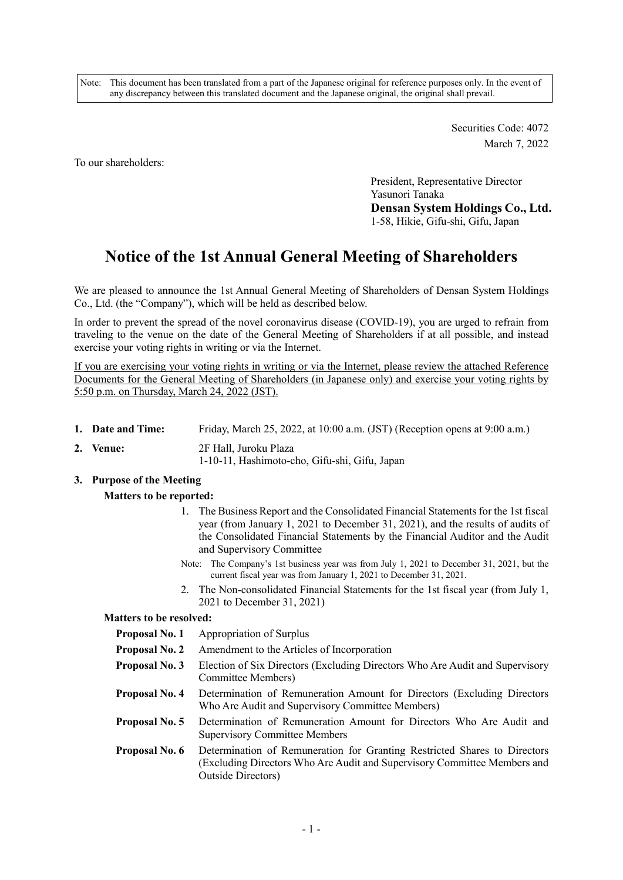Note: This document has been translated from a part of the Japanese original for reference purposes only. In the event of any discrepancy between this translated document and the Japanese original, the original shall prevail.

Securities Code: 4072
March 7, 2022

To our shareholders:

President, Representative Director
Yasunori Tanaka
**Densan System Holdings Co., Ltd.**
1-58, Hikie, Gifu-shi, Gifu, Japan

# Notice of the 1st Annual General Meeting of Shareholders

We are pleased to announce the 1st Annual General Meeting of Shareholders of Densan System Holdings Co., Ltd. (the "Company"), which will be held as described below.

In order to prevent the spread of the novel coronavirus disease (COVID-19), you are urged to refrain from traveling to the venue on the date of the General Meeting of Shareholders if at all possible, and instead exercise your voting rights in writing or via the Internet.

<u>If you are exercising your voting rights in writing or via the Internet, please review the attached Reference Documents for the General Meeting of Shareholders (in Japanese only) and exercise your voting rights by 5:50 p.m. on Thursday, March 24, 2022 (JST).</u>

1. **Date and Time:** Friday, March 25, 2022, at 10:00 a.m. (JST) (Reception opens at 9:00 a.m.)
2. **Venue:** 2F Hall, Juroku Plaza
   1-10-11, Hashimoto-cho, Gifu-shi, Gifu, Japan
3. **Purpose of the Meeting**

**Matters to be reported:**

1. The Business Report and the Consolidated Financial Statements for the 1st fiscal year (from January 1, 2021 to December 31, 2021), and the results of audits of the Consolidated Financial Statements by the Financial Auditor and the Audit and Supervisory Committee

   Note: The Company's 1st business year was from July 1, 2021 to December 31, 2021, but the current fiscal year was from January 1, 2021 to December 31, 2021.

2. The Non-consolidated Financial Statements for the 1st fiscal year (from July 1, 2021 to December 31, 2021)

**Matters to be resolved:**

**Proposal No. 1** Appropriation of Surplus

**Proposal No. 2** Amendment to the Articles of Incorporation

**Proposal No. 3** Election of Six Directors (Excluding Directors Who Are Audit and Supervisory Committee Members)

**Proposal No. 4** Determination of Remuneration Amount for Directors (Excluding Directors Who Are Audit and Supervisory Committee Members)

**Proposal No. 5** Determination of Remuneration Amount for Directors Who Are Audit and Supervisory Committee Members

**Proposal No. 6** Determination of Remuneration for Granting Restricted Shares to Directors (Excluding Directors Who Are Audit and Supervisory Committee Members and Outside Directors)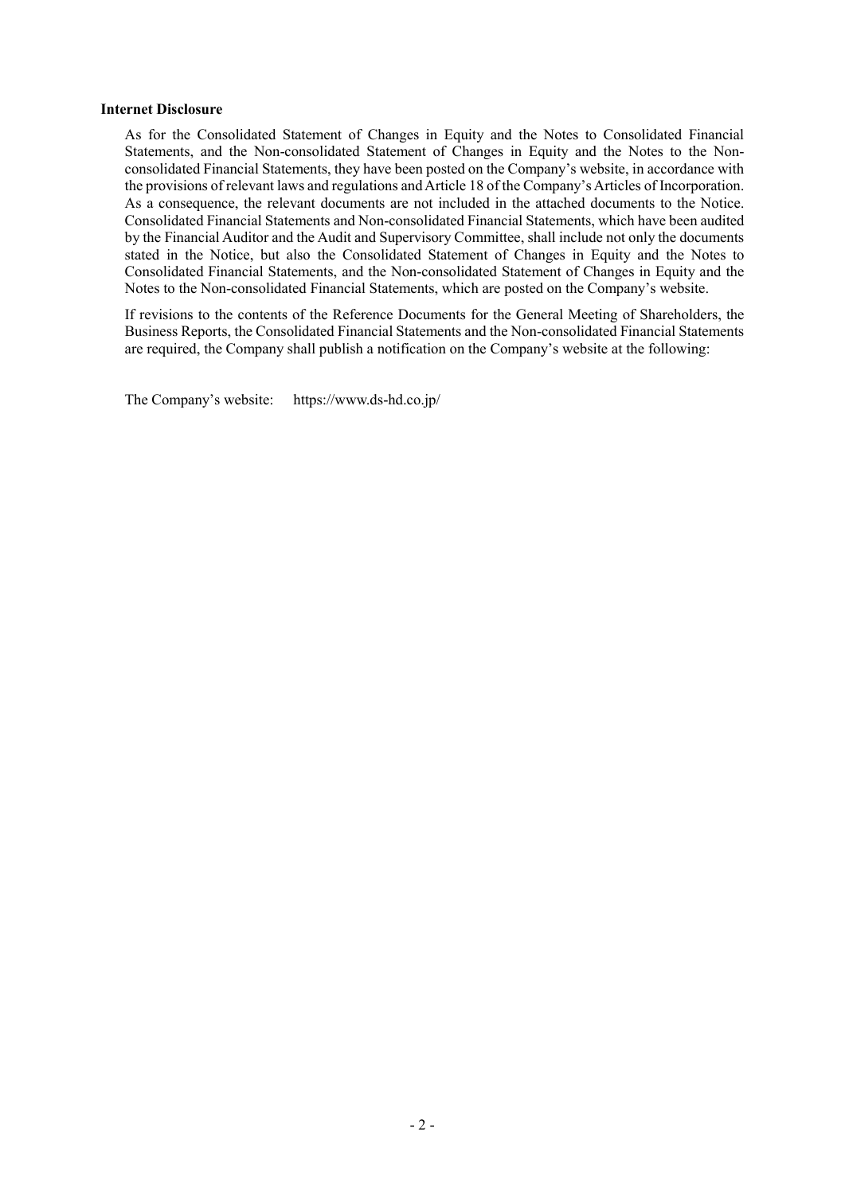**Internet Disclosure**

As for the Consolidated Statement of Changes in Equity and the Notes to Consolidated Financial Statements, and the Non-consolidated Statement of Changes in Equity and the Notes to the Non-consolidated Financial Statements, they have been posted on the Company's website, in accordance with the provisions of relevant laws and regulations and Article 18 of the Company's Articles of Incorporation. As a consequence, the relevant documents are not included in the attached documents to the Notice. Consolidated Financial Statements and Non-consolidated Financial Statements, which have been audited by the Financial Auditor and the Audit and Supervisory Committee, shall include not only the documents stated in the Notice, but also the Consolidated Statement of Changes in Equity and the Notes to Consolidated Financial Statements, and the Non-consolidated Statement of Changes in Equity and the Notes to the Non-consolidated Financial Statements, which are posted on the Company's website.

If revisions to the contents of the Reference Documents for the General Meeting of Shareholders, the Business Reports, the Consolidated Financial Statements and the Non-consolidated Financial Statements are required, the Company shall publish a notification on the Company's website at the following:

The Company's website: https://www.ds-hd.co.jp/